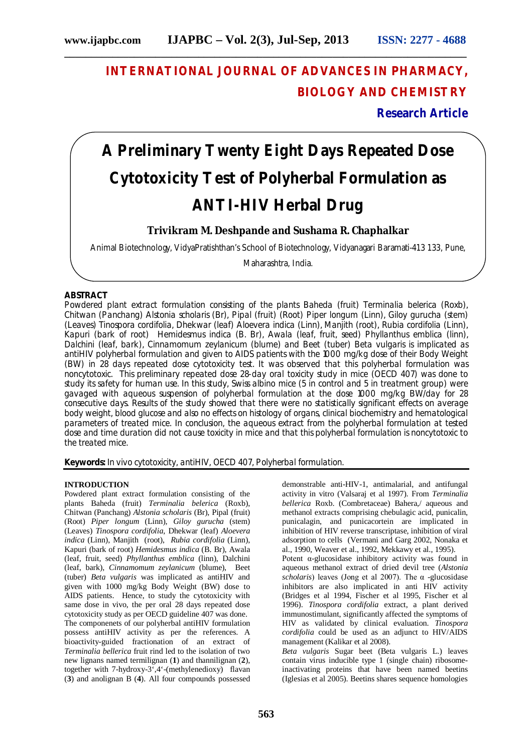# INTERNATIONAL JOURNAL OF ADVANCES IN PHARMACY, BIOLOGY AND CHEMISTRY

**Research Article**

# A Preliminary Twenty Eight Days Repeated Dose Cytotoxicity Test of Polyherbal Formulation as ANTI-HIV Herbal Drug

**Trivikram M. Deshpande and Sushama R. Chaphalkar**

Animal Biotechnology, VidyaPratishthan's School of Biotechnology, Vidyanagari Baramati-413 133, Pune, Maharashtra, India.

## ABSTRACT

Powdered plant extract formulation consisting of the plants Baheda (fruit) Terminalia belerica (Roxb), Chitwan (Panchang) Alstonia scholaris (Br), Pipal (fruit) (Root) Piper longum (Linn), Giloy gurucha (stem) (Leaves) Tinospora cordifolia, Dhekwar (leaf) Aloevera indica (Linn), Manjith (root), Rubia cordifolia (Linn), Kapuri (bark of root) Hemidesmus indica (B. Br), Awala (leaf, fruit, seed) Phyllanthus emblica (linn), Dalchini (leaf, bark), Cinnamomum zeylanicum (blume) and Beet (tuber) Beta vulgaris is implicated as antiHIV polyherbal formulation and given to AIDS patients with the 1000 mg/kg dose of their Body Weight (BW) in 28 days repeated dose cytotoxicity test. It was observed that this polyherbal formulation was noncytotoxic. This preliminary repeated dose 28-day oral toxicity study in mice (OECD 407) was done to study its safety for human use. In this study, Swiss albino mice (5 in control and 5 in treatment group) were gavaged with aqueous suspension of polyherbal formulation at the dose 1000 mg/kg BW/day for 28 consecutive days. Results of the study showed that there were no statistically significant effects on average body weight, blood glucose and also no effects on histology of organs, clinical biochemistry and hematological parameters of treated mice. In conclusion, the aqueous extract from the polyherbal formulation at tested dose and time duration did not cause toxicity in mice and that this polyherbal formulation is noncytotoxic to the treated mice.

**Keywords:** In vivo cytotoxicity, antiHIV, OECD 407, Polyherbal formulation.

## INTRODUCTION

Powdered plant extract formulation consisting of the plants Baheda (fruit) *Terminalia belerica* (Roxb), Chitwan (Panchang) *Alstonia scholaris* (Br), Pipal (fruit) (Root) *Piper longum* (Linn), *Giloy gurucha* (stem) (Leaves) *Tinospora cordifolia*, Dhekwar (leaf) *Aloevera indica* (Linn), Manjith (root), *Rubia cordifolia* (Linn), Kapuri (bark of root) *Hemidesmus indica* (B. Br), Awala (leaf, fruit, seed) *Phyllanthus emblica* (linn), Dalchini (leaf, bark), *Cinnamomum zeylanicum* (blume), Beet (tuber) *Beta vulgaris* was implicated as antiHIV and given with 1000 mg/kg Body Weight (BW) dose to AIDS patients. Hence, to study the cytotoxicity with same dose in vivo, the per oral 28 days repeated dose cytotoxicity study as per OECD guideline 407 was done.

The componenets of our polyherbal antiHIV formulation possess antiHIV activity as per the references. A bioactivity-guided fractionation of an extract of *Terminalia bellerica* fruit rind led to the isolation of two new lignans named termilignan (**1**) and thannilignan (**2**), together with 7-hydroxy-3',4'-(methylenedioxy) flavan (**3**) and anolignan B (**4**). All four compounds possessed demonstrable anti-HIV-1, antimalarial, and antifungal activity in vitro (Valsaraj et al 1997). From *Terminalia bellerica* Roxb. (Combretaceae) Bahera,/ aqueous and methanol extracts comprising chebulagic acid, punicalin, punicalagin, and punicacortein are implicated in inhibition of HIV reverse transcriptase, inhibition of viral adsorption to cells (Vermani and Garg 2002, Nonaka et al., 1990, Weaver et al., 1992, Mekkawy et al., 1995).

Potent α-glucosidase inhibitory activity was found in aqueous methanol extract of dried devil tree (*Alstonia scholaris*) leaves (Jong et al 2007). The α -glucosidase inhibitors are also implicated in anti HIV activity (Bridges et al 1994, Fischer et al 1995, Fischer et al 1996). *Tinospora cordifolia* extract, a plant derived immunostimulant, significantly affected the symptoms of HIV as validated by clinical evaluation. *Tinospora cordifolia* could be used as an adjunct to HIV/AIDS management (Kalikar et al 2008).

*Beta vulgaris* Sugar beet (Beta vulgaris L.) leaves contain virus inducible type 1 (single chain) ribosome-inactivating proteins that have been named beetins (Iglesias et al 2005). Beetins shares sequence homologies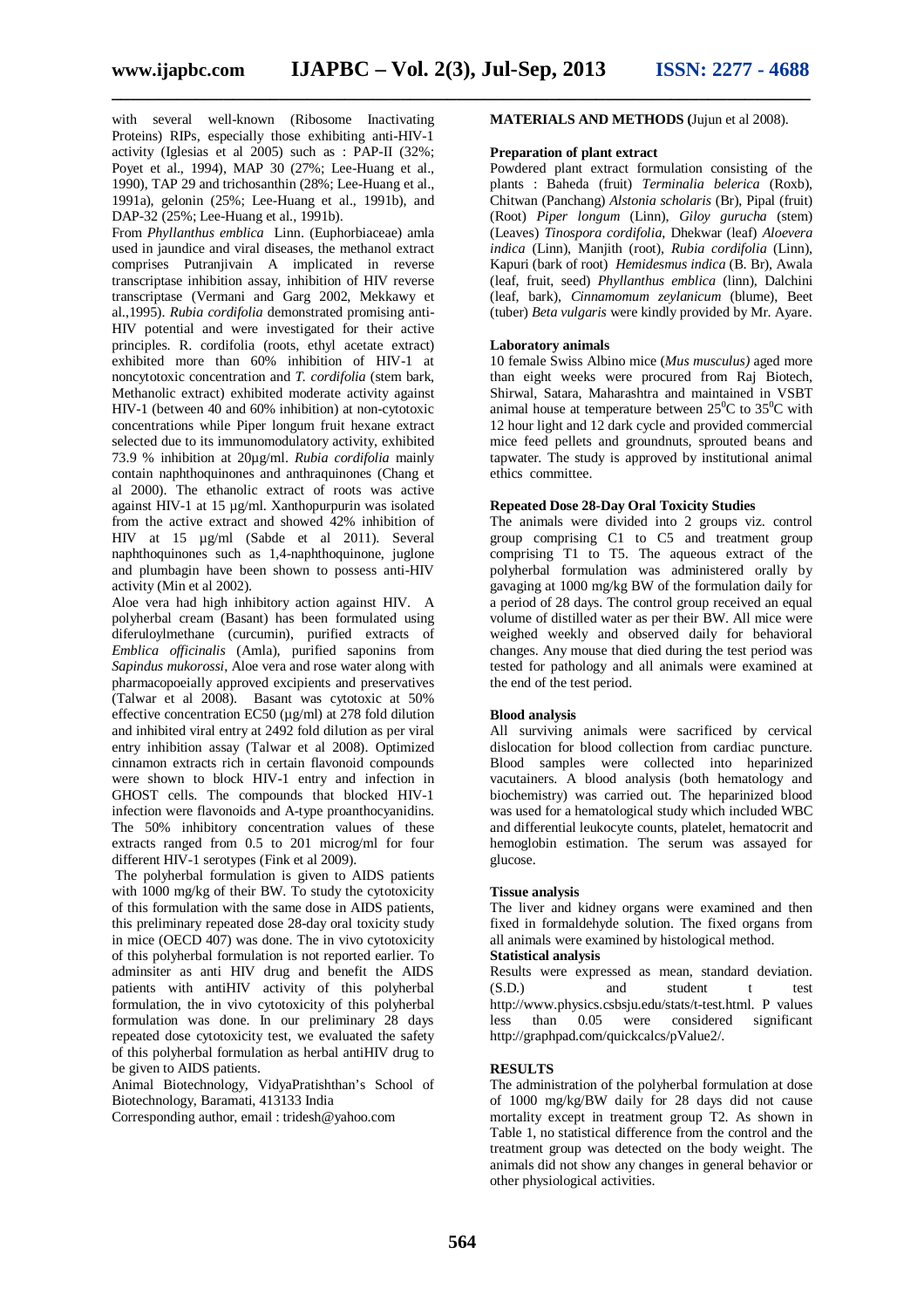with several well-known (Ribosome Inactivating Proteins) RIPs, especially those exhibiting anti-HIV-1 activity (Iglesias et al 2005) such as : PAP-II (32%; Poyet et al., 1994), MAP 30 (27%; Lee-Huang et al., 1990), TAP 29 and trichosanthin (28%; Lee-Huang et al., 1991a), gelonin (25%; Lee-Huang et al., 1991b), and DAP-32 (25%; Lee-Huang et al., 1991b).

From *Phyllanthus emblica* Linn. (Euphorbiaceae) amla used in jaundice and viral diseases, the methanol extract comprises Putranjivain A implicated in reverse transcriptase inhibition assay, inhibition of HIV reverse transcriptase (Vermani and Garg 2002, Mekkawy et al.,1995). *Rubia cordifolia* demonstrated promising anti-HIV potential and were investigated for their active principles. R. cordifolia (roots, ethyl acetate extract) exhibited more than 60% inhibition of HIV-1 at noncytotoxic concentration and *T. cordifolia* (stem bark, Methanolic extract) exhibited moderate activity against HIV-1 (between 40 and 60% inhibition) at non-cytotoxic concentrations while Piper longum fruit hexane extract selected due to its immunomodulatory activity, exhibited 73.9 % inhibition at 20µg/ml. *Rubia cordifolia* mainly contain naphthoquinones and anthraquinones (Chang et al 2000). The ethanolic extract of roots was active against HIV-1 at 15 µg/ml. Xanthopurpurin was isolated from the active extract and showed 42% inhibition of HIV at 15 µg/ml (Sabde et al 2011). Several naphthoquinones such as 1,4-naphthoquinone, juglone and plumbagin have been shown to possess anti-HIV activity (Min et al 2002).

Aloe vera had high inhibitory action against HIV. A polyherbal cream (Basant) has been formulated using diferuloylmethane (curcumin), purified extracts of *Emblica officinalis* (Amla), purified saponins from *Sapindus mukorossi*, Aloe vera and rose water along with pharmacopoeially approved excipients and preservatives (Talwar et al 2008). Basant was cytotoxic at 50% effective concentration EC50 (µg/ml) at 278 fold dilution and inhibited viral entry at 2492 fold dilution as per viral entry inhibition assay (Talwar et al 2008). Optimized cinnamon extracts rich in certain flavonoid compounds were shown to block HIV-1 entry and infection in GHOST cells. The compounds that blocked HIV-1 infection were flavonoids and A-type proanthocyanidins. The 50% inhibitory concentration values of these extracts ranged from 0.5 to 201 microg/ml for four different HIV-1 serotypes (Fink et al 2009).

The polyherbal formulation is given to AIDS patients with 1000 mg/kg of their BW. To study the cytotoxicity of this formulation with the same dose in AIDS patients, this preliminary repeated dose 28-day oral toxicity study in mice (OECD 407) was done. The in vivo cytotoxicity of this polyherbal formulation is not reported earlier. To adminsiter as anti HIV drug and benefit the AIDS patients with antiHIV activity of this polyherbal formulation, the in vivo cytotoxicity of this polyherbal formulation was done. In our preliminary 28 days repeated dose cytotoxicity test, we evaluated the safety of this polyherbal formulation as herbal antiHIV drug to be given to AIDS patients.

Animal Biotechnology, VidyaPratishthan's School of Biotechnology, Baramati, 413133 India

Corresponding author, email : tridesh@yahoo.com

## MATERIALS AND METHODS (Jujun et al 2008).

### Preparation of plant extract

Powdered plant extract formulation consisting of the plants : Baheda (fruit) *Terminalia belerica* (Roxb), Chitwan (Panchang) *Alstonia scholaris* (Br), Pipal (fruit) (Root) *Piper longum* (Linn), *Giloy gurucha* (stem) (Leaves) *Tinospora cordifolia*, Dhekwar (leaf) *Aloevera indica* (Linn), Manjith (root), *Rubia cordifolia* (Linn), Kapuri (bark of root) *Hemidesmus indica* (B. Br), Awala (leaf, fruit, seed) *Phyllanthus emblica* (linn), Dalchini (leaf, bark), *Cinnamomum zeylanicum* (blume), Beet (tuber) *Beta vulgaris* were kindly provided by Mr. Ayare.

### Laboratory animals

10 female Swiss Albino mice (*Mus musculus)* aged more than eight weeks were procured from Raj Biotech, Shirwal, Satara, Maharashtra and maintained in VSBT animal house at temperature between $25^0$C to $35^0$C with 12 hour light and 12 dark cycle and provided commercial mice feed pellets and groundnuts, sprouted beans and tapwater. The study is approved by institutional animal ethics committee.

### Repeated Dose 28-Day Oral Toxicity Studies

The animals were divided into 2 groups viz. control group comprising C1 to C5 and treatment group comprising T1 to T5. The aqueous extract of the polyherbal formulation was administered orally by gavaging at 1000 mg/kg BW of the formulation daily for a period of 28 days. The control group received an equal volume of distilled water as per their BW. All mice were weighed weekly and observed daily for behavioral changes. Any mouse that died during the test period was tested for pathology and all animals were examined at the end of the test period.

### Blood analysis

All surviving animals were sacrificed by cervical dislocation for blood collection from cardiac puncture. Blood samples were collected into heparinized vacutainers. A blood analysis (both hematology and biochemistry) was carried out. The heparinized blood was used for a hematological study which included WBC and differential leukocyte counts, platelet, hematocrit and hemoglobin estimation. The serum was assayed for glucose.

### Tissue analysis

The liver and kidney organs were examined and then fixed in formaldehyde solution. The fixed organs from all animals were examined by histological method.

### Statistical analysis

Results were expressed as mean, standard deviation. (S.D.) and student t test http://www.physics.csbsju.edu/stats/t-test.html. P values less than 0.05 were considered significant http://graphpad.com/quickcalcs/pValue2/.

## RESULTS

The administration of the polyherbal formulation at dose of 1000 mg/kg/BW daily for 28 days did not cause mortality except in treatment group T2. As shown in Table 1, no statistical difference from the control and the treatment group was detected on the body weight. The animals did not show any changes in general behavior or other physiological activities.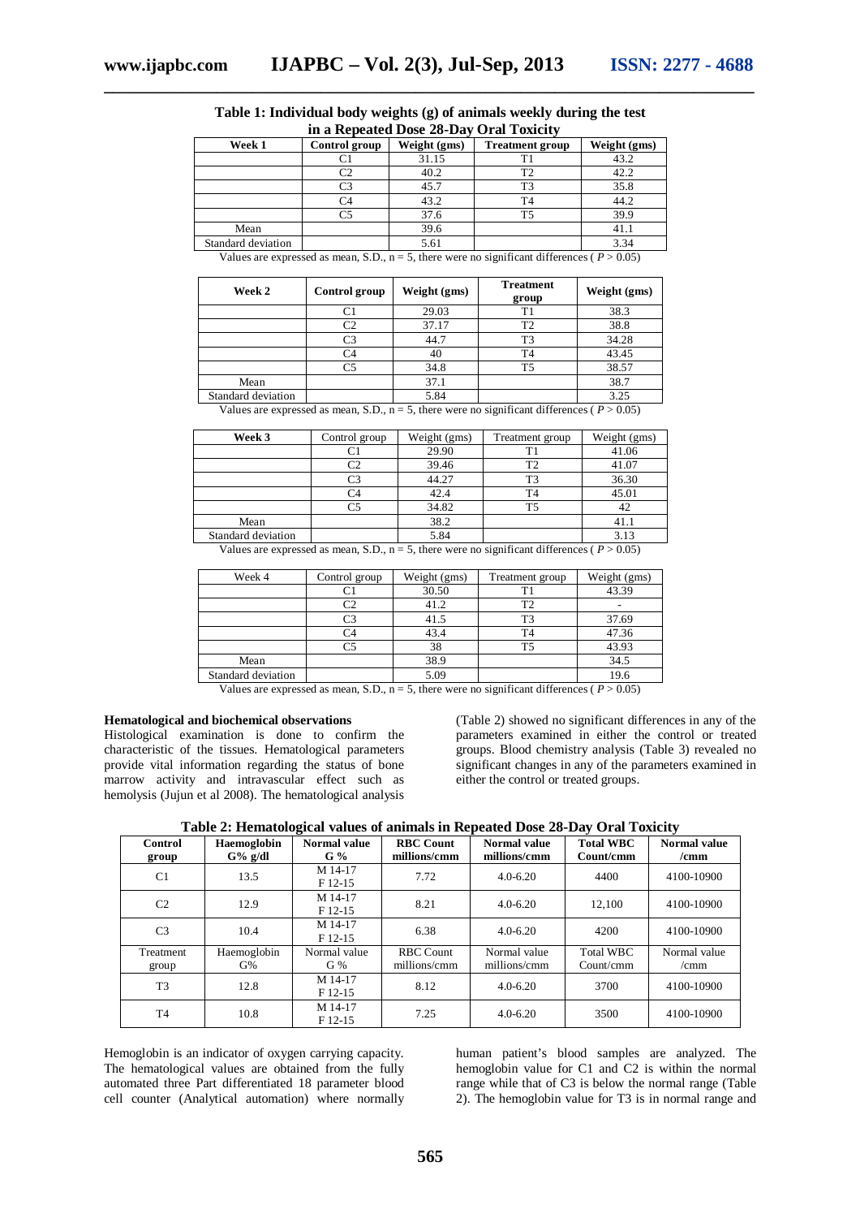**Table 1: Individual body weights (g) of animals weekly during the test in a Repeated Dose 28-Day Oral Toxicity**

| Week 1 | Control group | Weight (gms) | Treatment group | Weight (gms) |
|---|---|---|---|---|
| | C1 | 31.15 | T1 | 43.2 |
| | C2 | 40.2 | T2 | 42.2 |
| | C3 | 45.7 | T3 | 35.8 |
| | C4 | 43.2 | T4 | 44.2 |
| | C5 | 37.6 | T5 | 39.9 |
| Mean | | 39.6 | | 41.1 |
| Standard deviation | | 5.61 | | 3.34 |

Values are expressed as mean, S.D., n = 5, there were no significant differences ( $P > 0.05$)

| Week 2 | Control group | Weight (gms) | Treatment group | Weight (gms) |
|---|---|---|---|---|
| | C1 | 29.03 | T1 | 38.3 |
| | C2 | 37.17 | T2 | 38.8 |
| | C3 | 44.7 | T3 | 34.28 |
| | C4 | 40 | T4 | 43.45 |
| | C5 | 34.8 | T5 | 38.57 |
| Mean | | 37.1 | | 38.7 |
| Standard deviation | | 5.84 | | 3.25 |

Values are expressed as mean, S.D., n = 5, there were no significant differences ( $P > 0.05$)

| Week 3 | Control group | Weight (gms) | Treatment group | Weight (gms) |
|---|---|---|---|---|
| | C1 | 29.90 | T1 | 41.06 |
| | C2 | 39.46 | T2 | 41.07 |
| | C3 | 44.27 | T3 | 36.30 |
| | C4 | 42.4 | T4 | 45.01 |
| | C5 | 34.82 | T5 | 42 |
| Mean | | 38.2 | | 41.1 |
| Standard deviation | | 5.84 | | 3.13 |

Values are expressed as mean, S.D., n = 5, there were no significant differences ( $P > 0.05$)

| Week 4 | Control group | Weight (gms) | Treatment group | Weight (gms) |
|---|---|---|---|---|
| | C1 | 30.50 | T1 | 43.39 |
| | C2 | 41.2 | T2 | - |
| | C3 | 41.5 | T3 | 37.69 |
| | C4 | 43.4 | T4 | 47.36 |
| | C5 | 38 | T5 | 43.93 |
| Mean | | 38.9 | | 34.5 |
| Standard deviation | | 5.09 | | 19.6 |

Values are expressed as mean, S.D., n = 5, there were no significant differences ( $P > 0.05$)

**Hematological and biochemical observations**

Histological examination is done to confirm the characteristic of the tissues. Hematological parameters provide vital information regarding the status of bone marrow activity and intravascular effect such as hemolysis (Jujun et al 2008). The hematological analysis (Table 2) showed no significant differences in any of the parameters examined in either the control or treated groups. Blood chemistry analysis (Table 3) revealed no significant changes in any of the parameters examined in either the control or treated groups.

**Table 2: Hematological values of animals in Repeated Dose 28-Day Oral Toxicity**

| Control group | Haemoglobin G% g/dl | Normal value G % | RBC Count millions/cmm | Normal value millions/cmm | Total WBC Count/cmm | Normal value /cmm |
|---|---|---|---|---|---|---|
| C1 | 13.5 | M 14-17 F 12-15 | 7.72 | 4.0-6.20 | 4400 | 4100-10900 |
| C2 | 12.9 | M 14-17 F 12-15 | 8.21 | 4.0-6.20 | 12,100 | 4100-10900 |
| C3 | 10.4 | M 14-17 F 12-15 | 6.38 | 4.0-6.20 | 4200 | 4100-10900 |
| Treatment group | Haemoglobin G% | Normal value G % | RBC Count millions/cmm | Normal value millions/cmm | Total WBC Count/cmm | Normal value /cmm |
| T3 | 12.8 | M 14-17 F 12-15 | 8.12 | 4.0-6.20 | 3700 | 4100-10900 |
| T4 | 10.8 | M 14-17 F 12-15 | 7.25 | 4.0-6.20 | 3500 | 4100-10900 |

Hemoglobin is an indicator of oxygen carrying capacity. The hematological values are obtained from the fully automated three Part differentiated 18 parameter blood cell counter (Analytical automation) where normally human patient's blood samples are analyzed. The hemoglobin value for C1 and C2 is within the normal range while that of C3 is below the normal range (Table 2). The hemoglobin value for T3 is in normal range and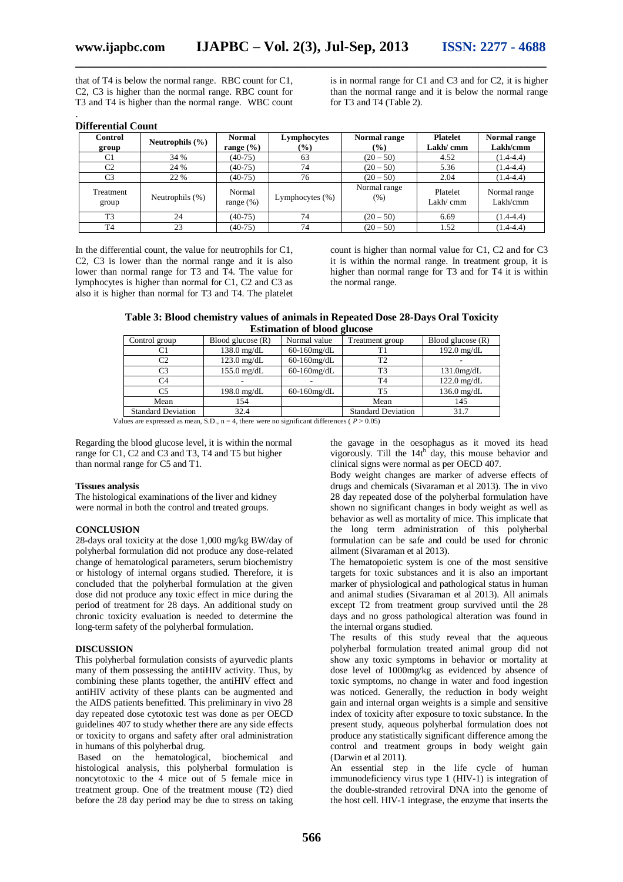that of T4 is below the normal range. RBC count for C1, C2, C3 is higher than the normal range. RBC count for T3 and T4 is higher than the normal range. WBC count is in normal range for C1 and C3 and for C2, it is higher than the normal range and it is below the normal range for T3 and T4 (Table 2).

.

**Differential Count**

| Control group | Neutrophils (%) | Normal range (%) | Lymphocytes (%) | Normal range (%) | Platelet Lakh/ cmm | Normal range Lakh/cmm |
|---|---|---|---|---|---|---|
| C1 | 34 % | (40-75) | 63 | (20 – 50) | 4.52 | (1.4-4.4) |
| C2 | 24 % | (40-75) | 74 | (20 – 50) | 5.36 | (1.4-4.4) |
| C3 | 22 % | (40-75) | 76 | (20 – 50) | 2.04 | (1.4-4.4) |
| Treatment group | Neutrophils (%) | Normal range (%) | Lymphocytes (%) | Normal range (%) | Platelet Lakh/ cmm | Normal range Lakh/cmm |
| T3 | 24 | (40-75) | 74 | (20 – 50) | 6.69 | (1.4-4.4) |
| T4 | 23 | (40-75) | 74 | (20 – 50) | 1.52 | (1.4-4.4) |

In the differential count, the value for neutrophils for C1, C2, C3 is lower than the normal range and it is also lower than normal range for T3 and T4. The value for lymphocytes is higher than normal for C1, C2 and C3 as also it is higher than normal for T3 and T4. The platelet count is higher than normal value for C1, C2 and for C3 it is within the normal range. In treatment group, it is higher than normal range for T3 and for T4 it is within the normal range.

**Table 3: Blood chemistry values of animals in Repeated Dose 28-Days Oral Toxicity Estimation of blood glucose**

| Control group | Blood glucose (R) | Normal value | Treatment group | Blood glucose (R) |
|---|---|---|---|---|
| C1 | 138.0 mg/dL | 60-160mg/dL | T1 | 192.0 mg/dL |
| C2 | 123.0 mg/dL | 60-160mg/dL | T2 | - |
| C3 | 155.0 mg/dL | 60-160mg/dL | T3 | 131.0mg/dL |
| C4 | - | - | T4 | 122.0 mg/dL |
| C5 | 198.0 mg/dL | 60-160mg/dL | T5 | 136.0 mg/dL |
| Mean | 154 | | Mean | 145 |
| Standard Deviation | 32.4 | | Standard Deviation | 31.7 |

Values are expressed as mean, S.D., n = 4, there were no significant differences ( $P > 0.05$)

Regarding the blood glucose level, it is within the normal range for C1, C2 and C3 and T3, T4 and T5 but higher than normal range for C5 and T1.

**Tissues analysis**

The histological examinations of the liver and kidney were normal in both the control and treated groups.

**CONCLUSION**

28-days oral toxicity at the dose 1,000 mg/kg BW/day of polyherbal formulation did not produce any dose-related change of hematological parameters, serum biochemistry or histology of internal organs studied. Therefore, it is concluded that the polyherbal formulation at the given dose did not produce any toxic effect in mice during the period of treatment for 28 days. An additional study on chronic toxicity evaluation is needed to determine the long-term safety of the polyherbal formulation.

**DISCUSSION**

This polyherbal formulation consists of ayurvedic plants many of them possessing the antiHIV activity. Thus, by combining these plants together, the antiHIV effect and antiHIV activity of these plants can be augmented and the AIDS patients benefitted. This preliminary in vivo 28 day repeated dose cytotoxic test was done as per OECD guidelines 407 to study whether there are any side effects or toxicity to organs and safety after oral administration in humans of this polyherbal drug.

Based on the hematological, biochemical and histological analysis, this polyherbal formulation is noncytotoxic to the 4 mice out of 5 female mice in treatment group. One of the treatment mouse (T2) died before the 28 day period may be due to stress on taking the gavage in the oesophagus as it moved its head vigorously. Till the 14th day, this mouse behavior and clinical signs were normal as per OECD 407.

Body weight changes are marker of adverse effects of drugs and chemicals (Sivaraman et al 2013). The in vivo 28 day repeated dose of the polyherbal formulation have shown no significant changes in body weight as well as behavior as well as mortality of mice. This implicate that the long term administration of this polyherbal formulation can be safe and could be used for chronic ailment (Sivaraman et al 2013).

The hematopoietic system is one of the most sensitive targets for toxic substances and it is also an important marker of physiological and pathological status in human and animal studies (Sivaraman et al 2013). All animals except T2 from treatment group survived until the 28 days and no gross pathological alteration was found in the internal organs studied.

The results of this study reveal that the aqueous polyherbal formulation treated animal group did not show any toxic symptoms in behavior or mortality at dose level of 1000mg/kg as evidenced by absence of toxic symptoms, no change in water and food ingestion was noticed. Generally, the reduction in body weight gain and internal organ weights is a simple and sensitive index of toxicity after exposure to toxic substance. In the present study, aqueous polyherbal formulation does not produce any statistically significant difference among the control and treatment groups in body weight gain (Darwin et al 2011).

An essential step in the life cycle of human immunodeficiency virus type 1 (HIV-1) is integration of the double-stranded retroviral DNA into the genome of the host cell. HIV-1 integrase, the enzyme that inserts the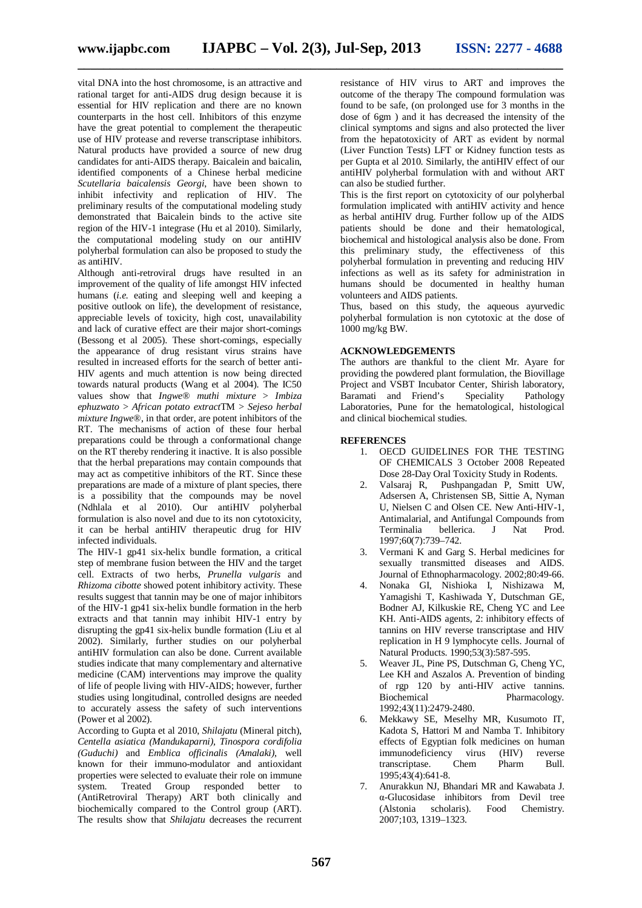vital DNA into the host chromosome, is an attractive and rational target for anti-AIDS drug design because it is essential for HIV replication and there are no known counterparts in the host cell. Inhibitors of this enzyme have the great potential to complement the therapeutic use of HIV protease and reverse transcriptase inhibitors. Natural products have provided a source of new drug candidates for anti-AIDS therapy. Baicalein and baicalin, identified components of a Chinese herbal medicine *Scutellaria baicalensis Georgi*, have been shown to inhibit infectivity and replication of HIV. The preliminary results of the computational modeling study demonstrated that Baicalein binds to the active site region of the HIV-1 integrase (Hu et al 2010). Similarly, the computational modeling study on our antiHIV polyherbal formulation can also be proposed to study the as antiHIV.

Although anti-retroviral drugs have resulted in an improvement of the quality of life amongst HIV infected humans (*i.e.* eating and sleeping well and keeping a positive outlook on life), the development of resistance, appreciable levels of toxicity, high cost, unavailability and lack of curative effect are their major short-comings (Bessong et al 2005). These short-comings, especially the appearance of drug resistant virus strains have resulted in increased efforts for the search of better anti-HIV agents and much attention is now being directed towards natural products (Wang et al 2004). The IC50 values show that *Ingwe® muthi mixture* > *Imbiza ephuzwato* > *African potato extract*TM > *Sejeso herbal mixture Ingwe®*, in that order, are potent inhibitors of the RT. The mechanisms of action of these four herbal preparations could be through a conformational change on the RT thereby rendering it inactive. It is also possible that the herbal preparations may contain compounds that may act as competitive inhibitors of the RT. Since these preparations are made of a mixture of plant species, there is a possibility that the compounds may be novel (Ndhlala et al 2010). Our antiHIV polyherbal formulation is also novel and due to its non cytotoxicity, it can be herbal antiHIV therapeutic drug for HIV infected individuals.

The HIV-1 gp41 six-helix bundle formation, a critical step of membrane fusion between the HIV and the target cell. Extracts of two herbs, *Prunella vulgaris* and *Rhizoma cibotte* showed potent inhibitory activity. These results suggest that tannin may be one of major inhibitors of the HIV-1 gp41 six-helix bundle formation in the herb extracts and that tannin may inhibit HIV-1 entry by disrupting the gp41 six-helix bundle formation (Liu et al 2002). Similarly, further studies on our polyherbal antiHIV formulation can also be done. Current available studies indicate that many complementary and alternative medicine (CAM) interventions may improve the quality of life of people living with HIV-AIDS; however, further studies using longitudinal, controlled designs are needed to accurately assess the safety of such interventions (Power et al 2002).

According to Gupta et al 2010, *Shilajatu* (Mineral pitch), *Centella asiatica (Mandukaparni)*, *Tinospora cordifolia (Guduchi)* and *Emblica officinalis (Amalaki)*, well known for their immuno-modulator and antioxidant properties were selected to evaluate their role on immune system. Treated Group responded better to (AntiRetroviral Therapy) ART both clinically and biochemically compared to the Control group (ART). The results show that *Shilajatu* decreases the recurrent resistance of HIV virus to ART and improves the outcome of the therapy The compound formulation was found to be safe, (on prolonged use for 3 months in the dose of 6gm ) and it has decreased the intensity of the clinical symptoms and signs and also protected the liver from the hepatotoxicity of ART as evident by normal (Liver Function Tests) LFT or Kidney function tests as per Gupta et al 2010. Similarly, the antiHIV effect of our antiHIV polyherbal formulation with and without ART can also be studied further.

This is the first report on cytotoxicity of our polyherbal formulation implicated with antiHIV activity and hence as herbal antiHIV drug. Further follow up of the AIDS patients should be done and their hematological, biochemical and histological analysis also be done. From this preliminary study, the effectiveness of this polyherbal formulation in preventing and reducing HIV infections as well as its safety for administration in humans should be documented in healthy human volunteers and AIDS patients.

Thus, based on this study, the aqueous ayurvedic polyherbal formulation is non cytotoxic at the dose of 1000 mg/kg BW.

## ACKNOWLEDGEMENTS

The authors are thankful to the client Mr. Ayare for providing the powdered plant formulation, the Biovillage Project and VSBT Incubator Center, Shirish laboratory, Baramati and Friend's Speciality Pathology Laboratories, Pune for the hematological, histological and clinical biochemical studies.

## REFERENCES

1. OECD GUIDELINES FOR THE TESTING OF CHEMICALS 3 October 2008 Repeated Dose 28-Day Oral Toxicity Study in Rodents.
2. Valsaraj R, Pushpangadan P, Smitt UW, Adsersen A, Christensen SB, Sittie A, Nyman U, Nielsen C and Olsen CE. New Anti-HIV-1, Antimalarial, and Antifungal Compounds from Terminalia bellerica. J Nat Prod. 1997;60(7):739–742.
3. Vermani K and Garg S. Herbal medicines for sexually transmitted diseases and AIDS. Journal of Ethnopharmacology. 2002;80:49-66.
4. Nonaka GI, Nishioka I, Nishizawa M, Yamagishi T, Kashiwada Y, Dutschman GE, Bodner AJ, Kilkuskie RE, Cheng YC and Lee KH. Anti-AIDS agents, 2: inhibitory effects of tannins on HIV reverse transcriptase and HIV replication in H 9 lymphocyte cells. Journal of Natural Products. 1990;53(3):587-595.
5. Weaver JL, Pine PS, Dutschman G, Cheng YC, Lee KH and Aszalos A. Prevention of binding of rgp 120 by anti-HIV active tannins. Biochemical Pharmacology. 1992;43(11):2479-2480.
6. Mekkawy SE, Meselhy MR, Kusumoto IT, Kadota S, Hattori M and Namba T. Inhibitory effects of Egyptian folk medicines on human immunodeficiency virus (HIV) reverse transcriptase. Chem Pharm Bull. 1995;43(4):641-8.
7. Anurakkun NJ, Bhandari MR and Kawabata J. α-Glucosidase inhibitors from Devil tree (Alstonia scholaris). Food Chemistry. 2007;103, 1319–1323.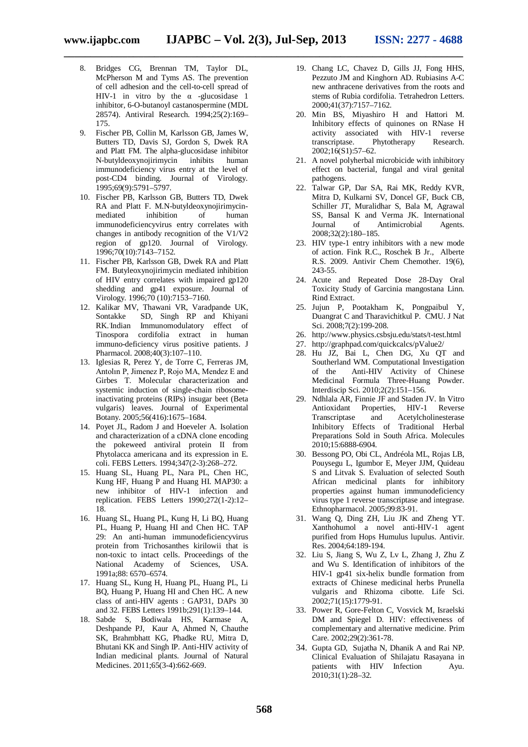8. Bridges CG, Brennan TM, Taylor DL, McPherson M and Tyms AS. The prevention of cell adhesion and the cell-to-cell spread of HIV-1 in vitro by the α -glucosidase 1 inhibitor, 6-O-butanoyl castanospermine (MDL 28574). Antiviral Research. 1994;25(2):169–175.
9. Fischer PB, Collin M, Karlsson GB, James W, Butters TD, Davis SJ, Gordon S, Dwek RA and Platt FM. The alpha-glucosidase inhibitor N-butyldeoxynojirimycin inhibits human immunodeficiency virus entry at the level of post-CD4 binding. Journal of Virology. 1995;69(9):5791–5797.
10. Fischer PB, Karlsson GB, Butters TD, Dwek RA and Platt F. M.N-butyldeoxynojirimycin-mediated inhibition of human immunodeficiencyvirus entry correlates with changes in antibody recognition of the V1/V2 region of gp120. Journal of Virology. 1996;70(10):7143–7152.
11. Fischer PB, Karlsson GB, Dwek RA and Platt FM. Butyleoxynojirimycin mediated inhibition of HIV entry correlates with impaired gp120 shedding and gp41 exposure. Journal of Virology. 1996;70 (10):7153–7160.
12. Kalikar MV, Thawani VR, Varadpande UK, Sontakke SD, Singh RP and Khiyani RK. Indian Immunomodulatory effect of Tinospora cordifolia extract in human immuno-deficiency virus positive patients. J Pharmacol. 2008;40(3):107–110.
13. Iglesias R, Perez Y, de Torre C, Ferreras JM, Antolın P, Jimenez P, Rojo MA, Mendez E and Girbes T. Molecular characterization and systemic induction of single-chain ribosome-inactivating proteins (RIPs) insugar beet (Beta vulgaris) leaves. Journal of Experimental Botany. 2005;56(416):1675–1684.
14. Poyet JL, Radom J and Hoeveler A. Isolation and characterization of a cDNA clone encoding the pokeweed antiviral protein II from Phytolacca americana and its expression in E. coli. FEBS Letters. 1994;347(2-3):268–272.
15. Huang SL, Huang PL, Nara PL, Chen HC, Kung HF, Huang P and Huang HI. MAP30: a new inhibitor of HIV-1 infection and replication. FEBS Letters 1990;272(1-2):12–18.
16. Huang SL, Huang PL, Kung H, Li BQ, Huang PL, Huang P, Huang HI and Chen HC. TAP 29: An anti-human immunodeficiencyvirus protein from Trichosanthes kirilowii that is non-toxic to intact cells. Proceedings of the National Academy of Sciences, USA. 1991a;88: 6570–6574.
17. Huang SL, Kung H, Huang PL, Huang PL, Li BQ, Huang P, Huang HI and Chen HC. A new class of anti-HIV agents : GAP31, DAPs 30 and 32. FEBS Letters 1991b;291(1):139–144.
18. Sabde S, Bodiwala HS, Karmase A, Deshpande PJ, Kaur A, Ahmed N, Chauthe SK, Brahmbhatt KG, Phadke RU, Mitra D, Bhutani KK and Singh IP. Anti-HIV activity of Indian medicinal plants. Journal of Natural Medicines. 2011;65(3-4):662-669.
19. Chang LC, Chavez D, Gills JJ, Fong HHS, Pezzuto JM and Kinghorn AD. Rubiasins A-C new anthracene derivatives from the roots and stems of Rubia cordifolia. Tetrahedron Letters. 2000;41(37):7157–7162.
20. Min BS, Miyashiro H and Hattori M. Inhibitory effects of quinones on RNase H activity associated with HIV-1 reverse transcriptase. Phytotherapy Research. 2002;16(S1):57–62.
21. A novel polyherbal microbicide with inhibitory effect on bacterial, fungal and viral genital pathogens.
22. Talwar GP, Dar SA, Rai MK, Reddy KVR, Mitra D, Kulkarni SV, Doncel GF, Buck CB, Schiller JT, Muralidhar S, Bala M, Agrawal SS, Bansal K and Verma JK. International Journal of Antimicrobial Agents. 2008;32(2):180–185.
23. HIV type-1 entry inhibitors with a new mode of action. Fink R.C., Roschek B Jr., Alberte R.S. 2009. Antivir Chem Chemother. 19(6), 243-55.
24. Acute and Repeated Dose 28-Day Oral Toxicity Study of Garcinia mangostana Linn. Rind Extract.
25. Jujun P, Pootakham K, Pongpaibul Y, Duangrat C and Tharavichitkul P. CMU. J Nat Sci. 2008;7(2):199-208.
26. http://www.physics.csbsju.edu/stats/t-test.html
27. http://graphpad.com/quickcalcs/pValue2/
28. Hu JZ, Bai L, Chen DG, Xu QT and Southerland WM. Computational Investigation of the Anti-HIV Activity of Chinese Medicinal Formula Three-Huang Powder. Interdiscip Sci. 2010;2(2):151–156.
29. Ndhlala AR, Finnie JF and Staden JV. In Vitro Antioxidant Properties, HIV-1 Reverse Transcriptase and Acetylcholinesterase Inhibitory Effects of Traditional Herbal Preparations Sold in South Africa. Molecules 2010;15:6888-6904.
30. Bessong PO, Obi CL, Andréola ML, Rojas LB, Pouysegu L, Igumbor E, Meyer JJM, Quideau S and Litvak S. Evaluation of selected South African medicinal plants for inhibitory properties against human immunodeficiency virus type 1 reverse transcriptase and integrase. Ethnopharmacol. 2005;99:83-91.
31. Wang Q, Ding ZH, Liu JK and Zheng YT. Xanthohumol a novel anti-HIV-1 agent purified from Hops Humulus lupulus. Antivir. Res. 2004;64:189-194.
32. Liu S, Jiang S, Wu Z, Lv L, Zhang J, Zhu Z and Wu S. Identification of inhibitors of the HIV-1 gp41 six-helix bundle formation from extracts of Chinese medicinal herbs Prunella vulgaris and Rhizoma cibotte. Life Sci. 2002;71(15):1779-91.
33. Power R, Gore-Felton C, Vosvick M, Israelski DM and Spiegel D. HIV: effectiveness of complementary and alternative medicine. Prim Care. 2002;29(2):361-78.
34. Gupta GD, Sujatha N, Dhanik A and Rai NP. Clinical Evaluation of Shilajatu Rasayana in patients with HIV Infection Ayu. 2010;31(1):28–32.